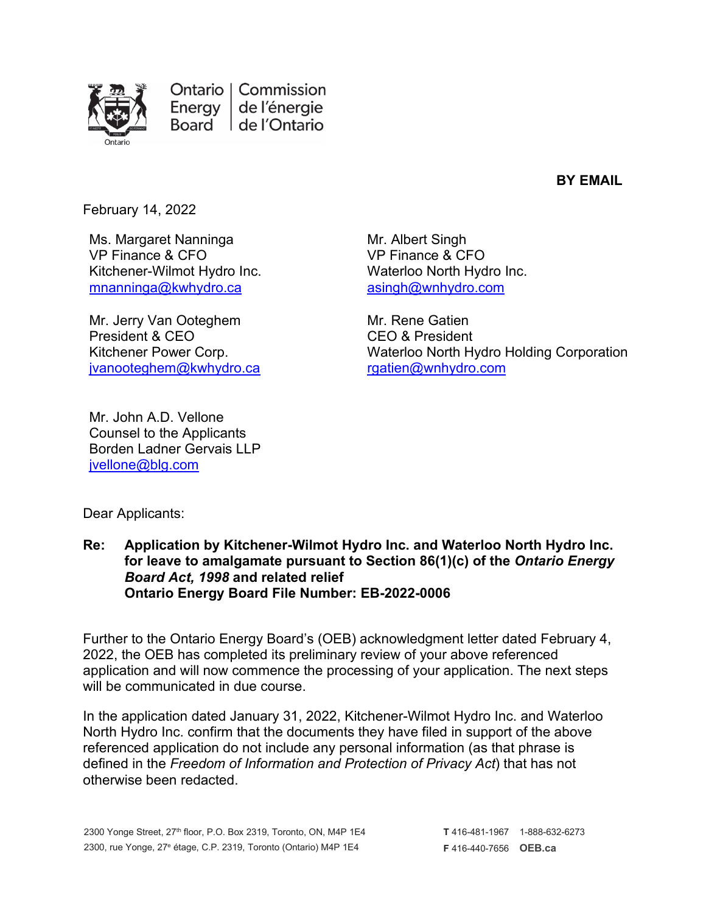Ontario Energy Board | Commission de l'énergie de l'Ontario

**BY EMAIL**

February 14, 2022

Ms. Margaret Nanninga
VP Finance & CFO
Kitchener-Wilmot Hydro Inc.
mnanninga@kwhydro.ca

Mr. Albert Singh
VP Finance & CFO
Waterloo North Hydro Inc.
asingh@wnhydro.com

Mr. Jerry Van Ooteghem
President & CEO
Kitchener Power Corp.
jvanooteghem@kwhydro.ca

Mr. Rene Gatien
CEO & President
Waterloo North Hydro Holding Corporation
rgatien@wnhydro.com

Mr. John A.D. Vellone
Counsel to the Applicants
Borden Ladner Gervais LLP
jvellone@blg.com

Dear Applicants:

**Re: Application by Kitchener-Wilmot Hydro Inc. and Waterloo North Hydro Inc. for leave to amalgamate pursuant to Section 86(1)(c) of the *Ontario Energy Board Act, 1998* and related relief**
**Ontario Energy Board File Number: EB-2022-0006**

Further to the Ontario Energy Board's (OEB) acknowledgment letter dated February 4, 2022, the OEB has completed its preliminary review of your above referenced application and will now commence the processing of your application. The next steps will be communicated in due course.

In the application dated January 31, 2022, Kitchener-Wilmot Hydro Inc. and Waterloo North Hydro Inc. confirm that the documents they have filed in support of the above referenced application do not include any personal information (as that phrase is defined in the *Freedom of Information and Protection of Privacy Act*) that has not otherwise been redacted.

2300 Yonge Street, 27th floor, P.O. Box 2319, Toronto, ON, M4P 1E4
2300, rue Yonge, 27e étage, C.P. 2319, Toronto (Ontario) M4P 1E4

T 416-481-1967 1-888-632-6273
F 416-440-7656 OEB.ca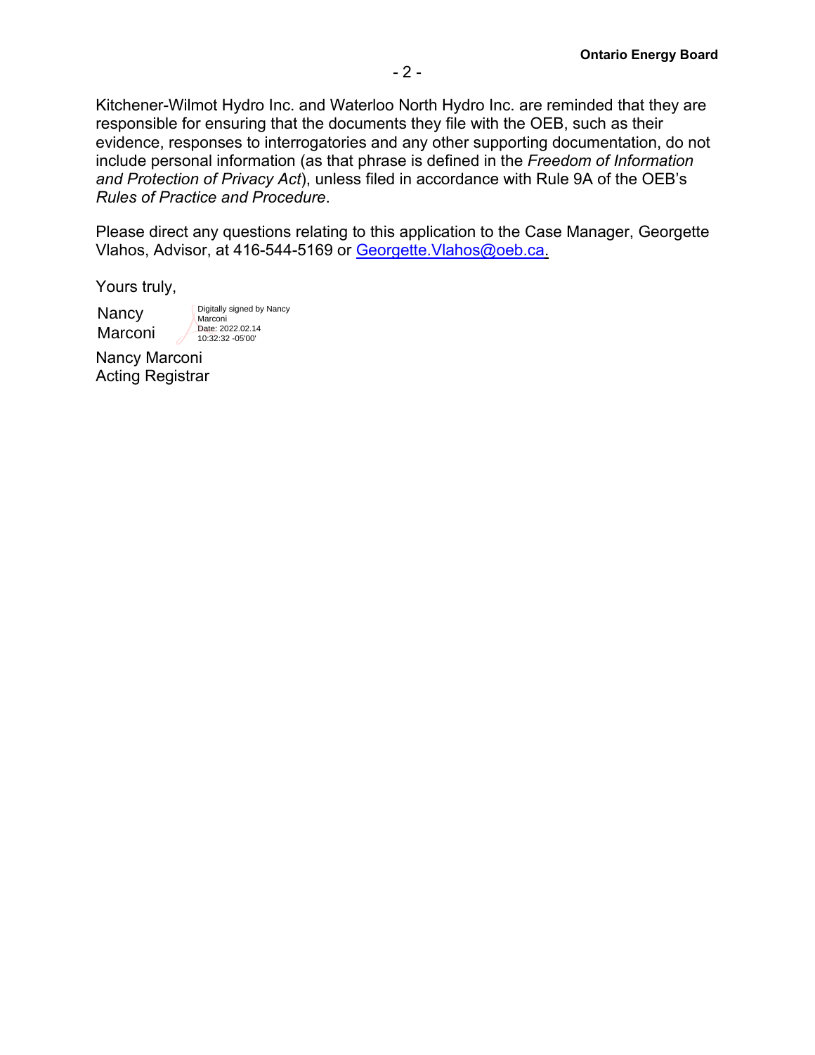Kitchener-Wilmot Hydro Inc. and Waterloo North Hydro Inc. are reminded that they are responsible for ensuring that the documents they file with the OEB, such as their evidence, responses to interrogatories and any other supporting documentation, do not include personal information (as that phrase is defined in the *Freedom of Information and Protection of Privacy Act*), unless filed in accordance with Rule 9A of the OEB's *Rules of Practice and Procedure*.

Please direct any questions relating to this application to the Case Manager, Georgette Vlahos, Advisor, at 416-544-5169 or Georgette.Vlahos@oeb.ca.

Yours truly,

Nancy Marconi — Digitally signed by Nancy Marconi Date: 2022.02.14 10:32:32 -05'00'

Nancy Marconi
Acting Registrar